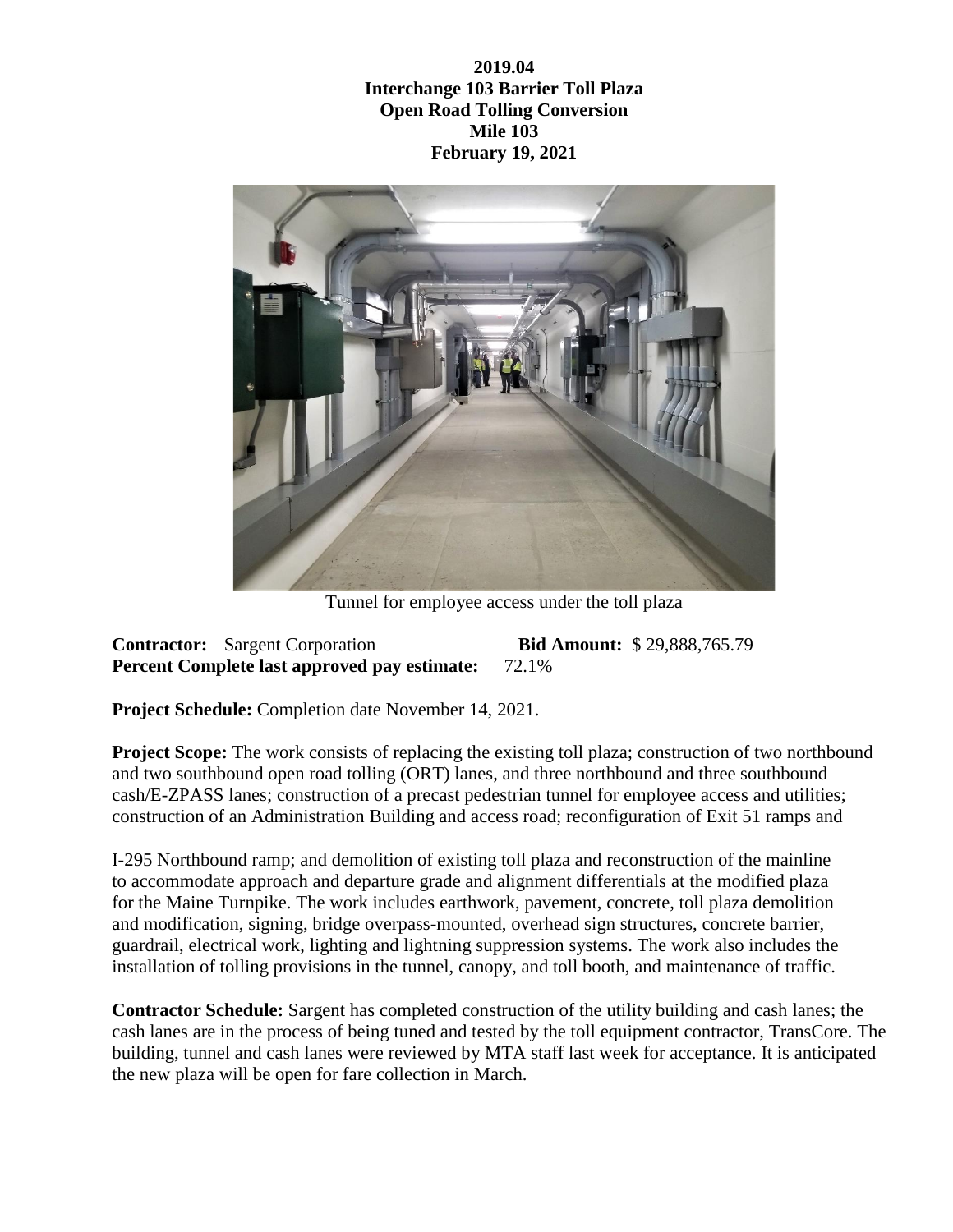**2019.04**
**Interchange 103 Barrier Toll Plaza**
**Open Road Tolling Conversion**
**Mile 103**
**February 19, 2021**

Tunnel for employee access under the toll plaza

**Contractor:** Sargent Corporation **Bid Amount:** $ 29,888,765.79
**Percent Complete last approved pay estimate:** 72.1%

**Project Schedule:** Completion date November 14, 2021.

**Project Scope:** The work consists of replacing the existing toll plaza; construction of two northbound and two southbound open road tolling (ORT) lanes, and three northbound and three southbound cash/E-ZPASS lanes; construction of a precast pedestrian tunnel for employee access and utilities; construction of an Administration Building and access road; reconfiguration of Exit 51 ramps and

I-295 Northbound ramp; and demolition of existing toll plaza and reconstruction of the mainline to accommodate approach and departure grade and alignment differentials at the modified plaza for the Maine Turnpike. The work includes earthwork, pavement, concrete, toll plaza demolition and modification, signing, bridge overpass-mounted, overhead sign structures, concrete barrier, guardrail, electrical work, lighting and lightning suppression systems. The work also includes the installation of tolling provisions in the tunnel, canopy, and toll booth, and maintenance of traffic.

**Contractor Schedule:** Sargent has completed construction of the utility building and cash lanes; the cash lanes are in the process of being tuned and tested by the toll equipment contractor, TransCore. The building, tunnel and cash lanes were reviewed by MTA staff last week for acceptance. It is anticipated the new plaza will be open for fare collection in March.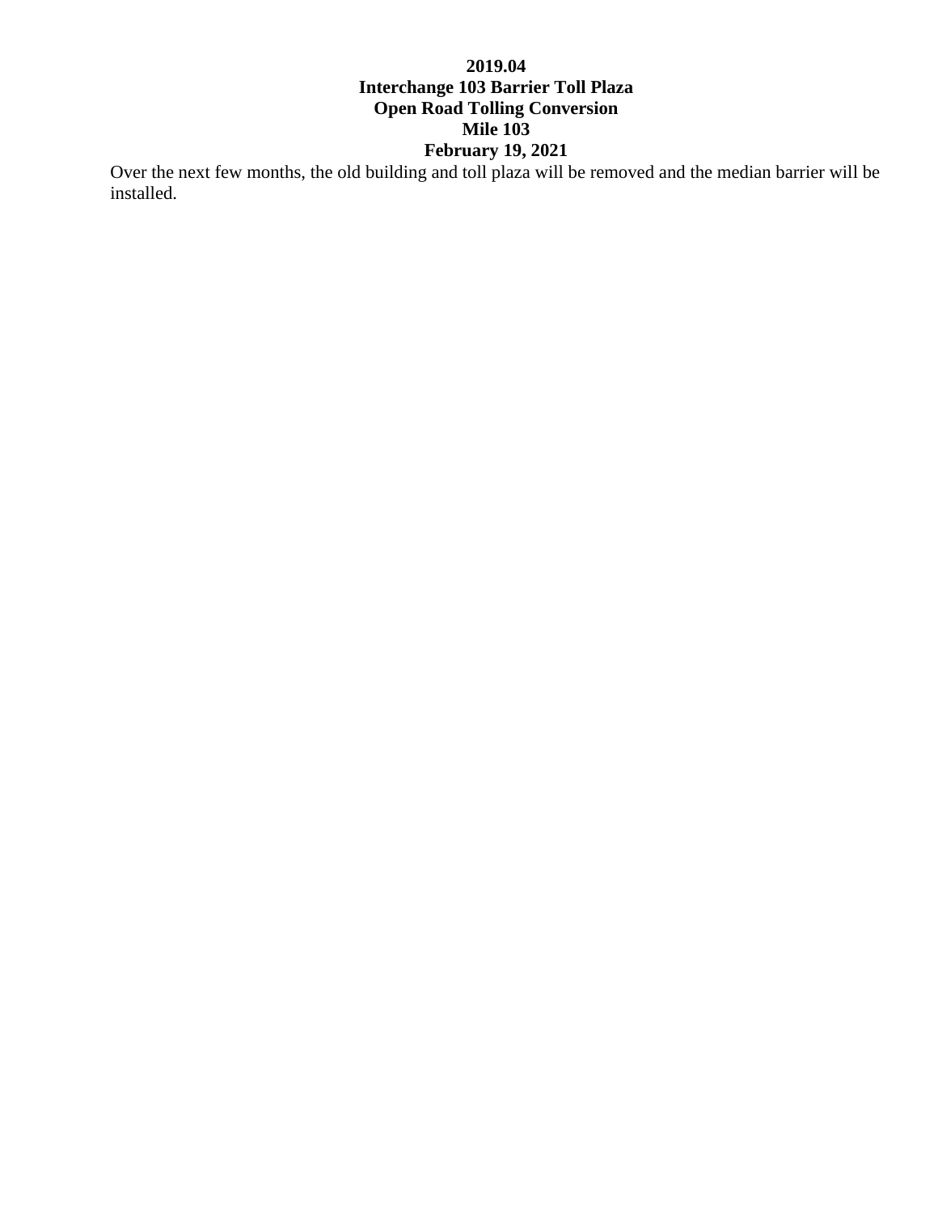**2019.04**
**Interchange 103 Barrier Toll Plaza**
**Open Road Tolling Conversion**
**Mile 103**
**February 19, 2021**

Over the next few months, the old building and toll plaza will be removed and the median barrier will be installed.